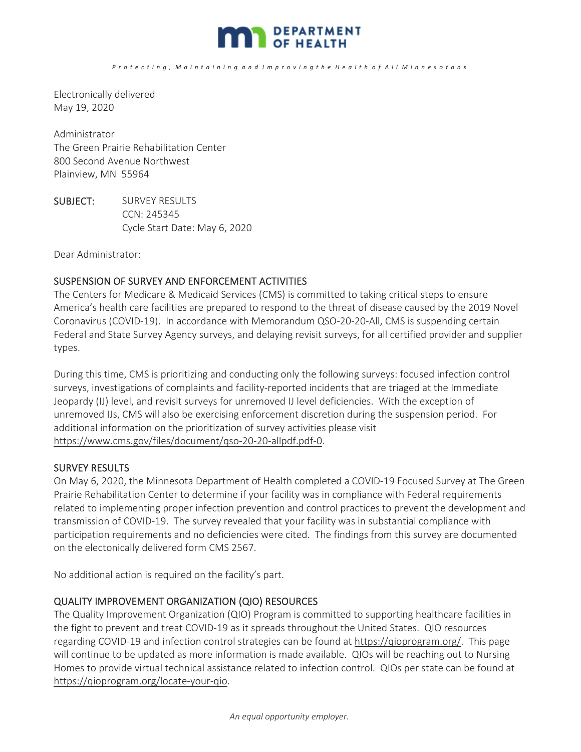# DEPARTMENT OF HEALTH

*Protecting, Maintaining and Improving the Health of All Minnesotans*

Electronically delivered
May 19, 2020

Administrator
The Green Prairie Rehabilitation Center
800 Second Avenue Northwest
Plainview, MN 55964

SUBJECT: SURVEY RESULTS
CCN: 245345
Cycle Start Date: May 6, 2020

Dear Administrator:

## SUSPENSION OF SURVEY AND ENFORCEMENT ACTIVITIES

The Centers for Medicare & Medicaid Services (CMS) is committed to taking critical steps to ensure America's health care facilities are prepared to respond to the threat of disease caused by the 2019 Novel Coronavirus (COVID-19). In accordance with Memorandum QSO-20-20-All, CMS is suspending certain Federal and State Survey Agency surveys, and delaying revisit surveys, for all certified provider and supplier types.

During this time, CMS is prioritizing and conducting only the following surveys: focused infection control surveys, investigations of complaints and facility-reported incidents that are triaged at the Immediate Jeopardy (IJ) level, and revisit surveys for unremoved IJ level deficiencies. With the exception of unremoved IJs, CMS will also be exercising enforcement discretion during the suspension period. For additional information on the prioritization of survey activities please visit https://www.cms.gov/files/document/qso-20-20-allpdf.pdf-0.

## SURVEY RESULTS

On May 6, 2020, the Minnesota Department of Health completed a COVID-19 Focused Survey at The Green Prairie Rehabilitation Center to determine if your facility was in compliance with Federal requirements related to implementing proper infection prevention and control practices to prevent the development and transmission of COVID-19. The survey revealed that your facility was in substantial compliance with participation requirements and no deficiencies were cited. The findings from this survey are documented on the electonically delivered form CMS 2567.

No additional action is required on the facility's part.

## QUALITY IMPROVEMENT ORGANIZATION (QIO) RESOURCES

The Quality Improvement Organization (QIO) Program is committed to supporting healthcare facilities in the fight to prevent and treat COVID-19 as it spreads throughout the United States. QIO resources regarding COVID-19 and infection control strategies can be found at https://qioprogram.org/. This page will continue to be updated as more information is made available. QIOs will be reaching out to Nursing Homes to provide virtual technical assistance related to infection control. QIOs per state can be found at https://qioprogram.org/locate-your-qio.

*An equal opportunity employer.*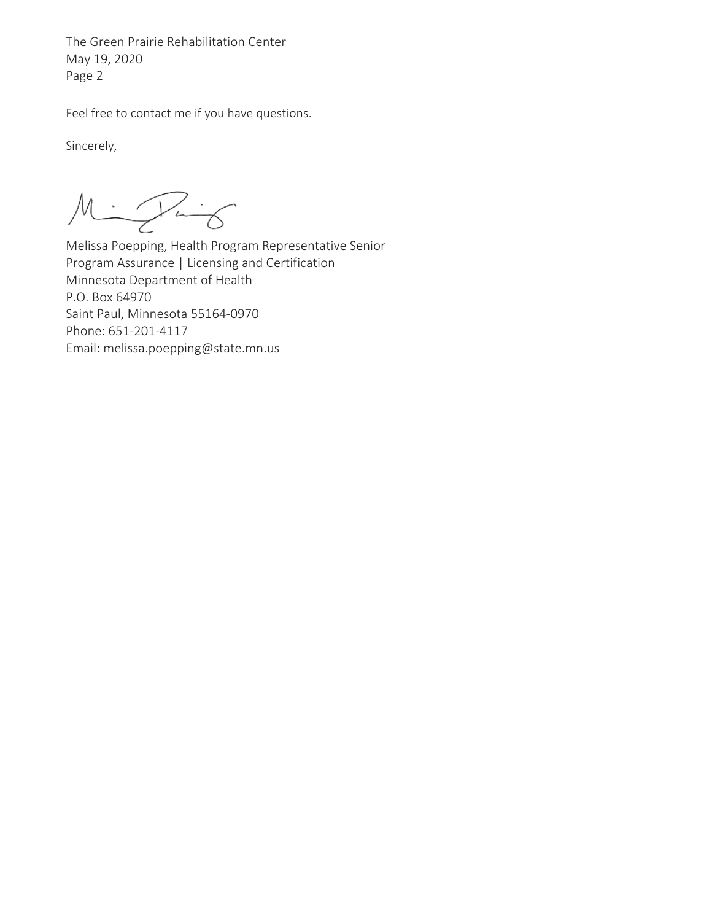Feel free to contact me if you have questions.

Sincerely,

Melissa Poepping, Health Program Representative Senior
Program Assurance | Licensing and Certification
Minnesota Department of Health
P.O. Box 64970
Saint Paul, Minnesota 55164-0970
Phone: 651-201-4117
Email: melissa.poepping@state.mn.us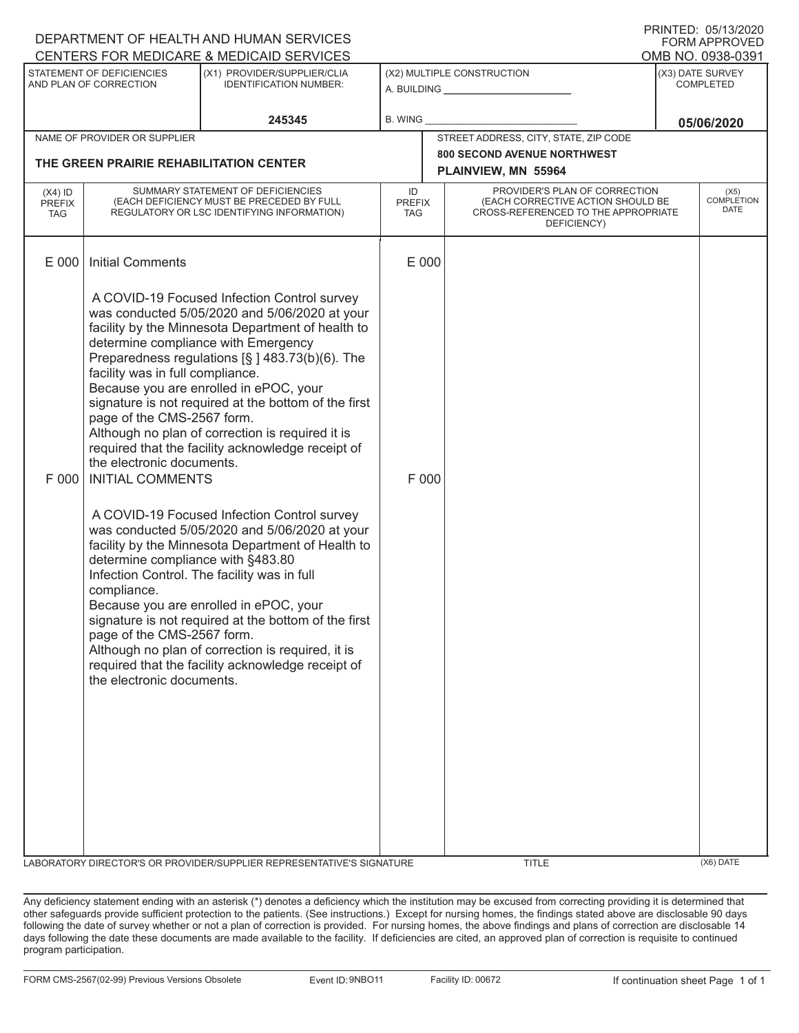DEPARTMENT OF HEALTH AND HUMAN SERVICES
CENTERS FOR MEDICARE & MEDICAID SERVICES

PRINTED: 05/13/2020
FORM APPROVED
OMB NO. 0938-0391

| STATEMENT OF DEFICIENCIES AND PLAN OF CORRECTION | (X1) PROVIDER/SUPPLIER/CLIA IDENTIFICATION NUMBER: | (X2) MULTIPLE CONSTRUCTION | (X3) DATE SURVEY COMPLETED |
|---|---|---|---|
| | 245345 | A. BUILDING ______ B. WING ______ | 05/06/2020 |

| NAME OF PROVIDER OR SUPPLIER | STREET ADDRESS, CITY, STATE, ZIP CODE |
|---|---|
| THE GREEN PRAIRIE REHABILITATION CENTER | 800 SECOND AVENUE NORTHWEST PLAINVIEW, MN 55964 |

| (X4) ID PREFIX TAG | SUMMARY STATEMENT OF DEFICIENCIES (EACH DEFICIENCY MUST BE PRECEDED BY FULL REGULATORY OR LSC IDENTIFYING INFORMATION) | ID PREFIX TAG | PROVIDER'S PLAN OF CORRECTION (EACH CORRECTIVE ACTION SHOULD BE CROSS-REFERENCED TO THE APPROPRIATE DEFICIENCY) | (X5) COMPLETION DATE |
|---|---|---|---|---|
| E 000 | Initial Comments<br><br>A COVID-19 Focused Infection Control survey was conducted 5/05/2020 and 5/06/2020 at your facility by the Minnesota Department of health to determine compliance with Emergency Preparedness regulations [§ ] 483.73(b)(6). The facility was in full compliance.<br>Because you are enrolled in ePOC, your signature is not required at the bottom of the first page of the CMS-2567 form.<br>Although no plan of correction is required it is required that the facility acknowledge receipt of the electronic documents. | E 000 | | |
| F 000 | INITIAL COMMENTS<br><br>A COVID-19 Focused Infection Control survey was conducted 5/05/2020 and 5/06/2020 at your facility by the Minnesota Department of Health to determine compliance with §483.80 Infection Control. The facility was in full compliance.<br>Because you are enrolled in ePOC, your signature is not required at the bottom of the first page of the CMS-2567 form.<br>Although no plan of correction is required, it is required that the facility acknowledge receipt of the electronic documents. | F 000 | | |

LABORATORY DIRECTOR'S OR PROVIDER/SUPPLIER REPRESENTATIVE'S SIGNATURE | TITLE | (X6) DATE

Any deficiency statement ending with an asterisk (*) denotes a deficiency which the institution may be excused from correcting providing it is determined that other safeguards provide sufficient protection to the patients. (See instructions.) Except for nursing homes, the findings stated above are disclosable 90 days following the date of survey whether or not a plan of correction is provided. For nursing homes, the above findings and plans of correction are disclosable 14 days following the date these documents are made available to the facility. If deficiencies are cited, an approved plan of correction is requisite to continued program participation.

FORM CMS-2567(02-99) Previous Versions Obsolete | Event ID: 9NBO11 | Facility ID: 00672 | If continuation sheet Page 1 of 1